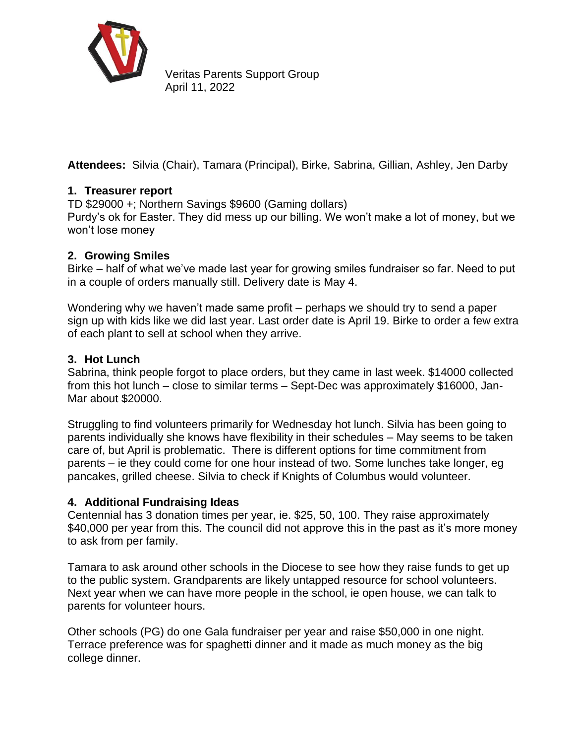Veritas Parents Support Group
April 11, 2022

**Attendees:** Silvia (Chair), Tamara (Principal), Birke, Sabrina, Gillian, Ashley, Jen Darby

## 1. Treasurer report

TD $29000 +; Northern Savings $9600 (Gaming dollars)
Purdy's ok for Easter. They did mess up our billing. We won't make a lot of money, but we won't lose money

## 2. Growing Smiles

Birke – half of what we've made last year for growing smiles fundraiser so far. Need to put in a couple of orders manually still. Delivery date is May 4.

Wondering why we haven't made same profit – perhaps we should try to send a paper sign up with kids like we did last year. Last order date is April 19. Birke to order a few extra of each plant to sell at school when they arrive.

## 3. Hot Lunch

Sabrina, think people forgot to place orders, but they came in last week. $14000 collected from this hot lunch – close to similar terms – Sept-Dec was approximately $16000, Jan-Mar about $20000.

Struggling to find volunteers primarily for Wednesday hot lunch. Silvia has been going to parents individually she knows have flexibility in their schedules – May seems to be taken care of, but April is problematic. There is different options for time commitment from parents – ie they could come for one hour instead of two. Some lunches take longer, eg pancakes, grilled cheese. Silvia to check if Knights of Columbus would volunteer.

## 4. Additional Fundraising Ideas

Centennial has 3 donation times per year, ie. $25, 50, 100. They raise approximately $40,000 per year from this. The council did not approve this in the past as it's more money to ask from per family.

Tamara to ask around other schools in the Diocese to see how they raise funds to get up to the public system. Grandparents are likely untapped resource for school volunteers. Next year when we can have more people in the school, ie open house, we can talk to parents for volunteer hours.

Other schools (PG) do one Gala fundraiser per year and raise $50,000 in one night. Terrace preference was for spaghetti dinner and it made as much money as the big college dinner.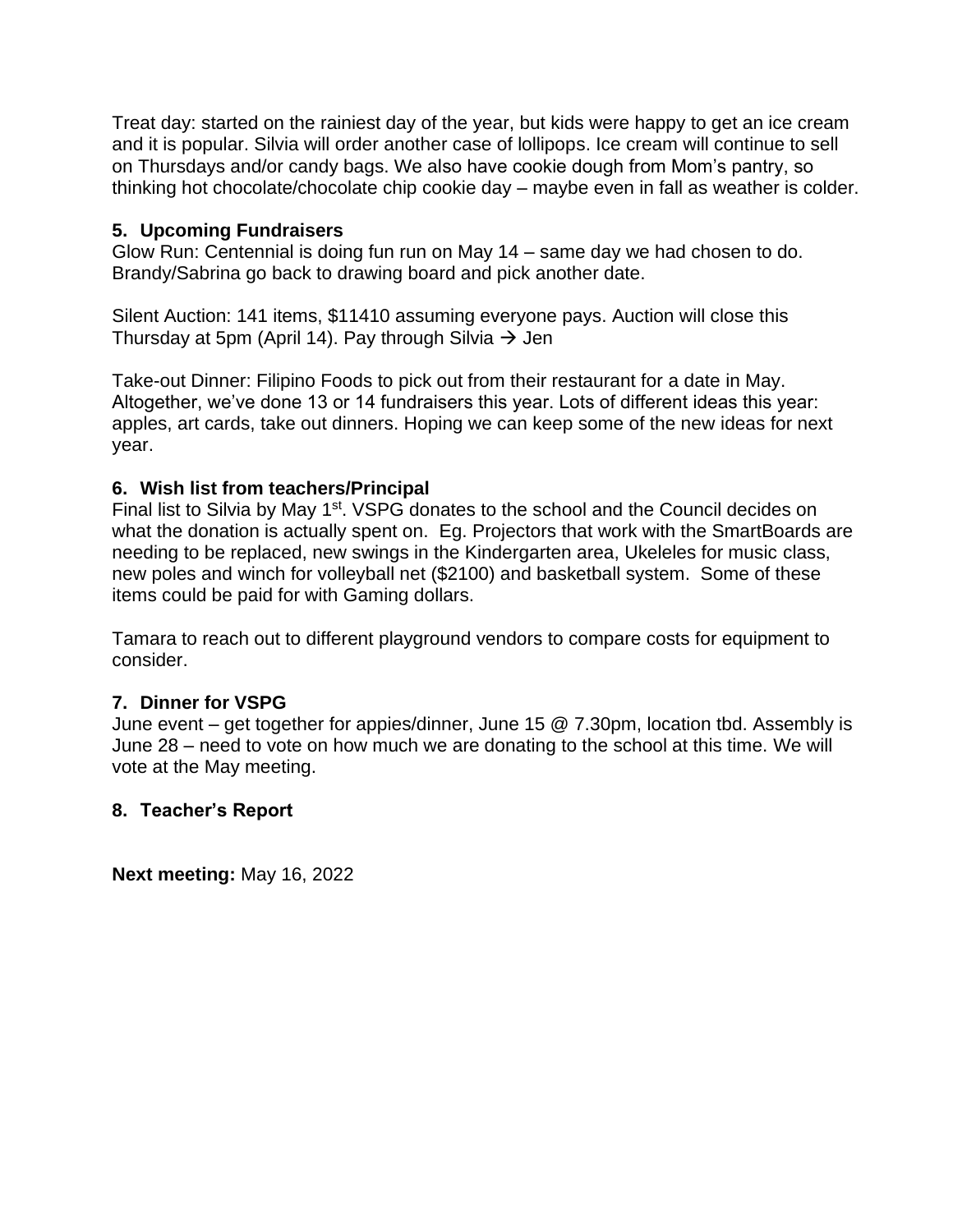Treat day: started on the rainiest day of the year, but kids were happy to get an ice cream and it is popular. Silvia will order another case of lollipops. Ice cream will continue to sell on Thursdays and/or candy bags. We also have cookie dough from Mom's pantry, so thinking hot chocolate/chocolate chip cookie day – maybe even in fall as weather is colder.

**5. Upcoming Fundraisers**

Glow Run: Centennial is doing fun run on May 14 – same day we had chosen to do. Brandy/Sabrina go back to drawing board and pick another date.

Silent Auction: 141 items, $11410 assuming everyone pays. Auction will close this Thursday at 5pm (April 14). Pay through Silvia → Jen

Take-out Dinner: Filipino Foods to pick out from their restaurant for a date in May. Altogether, we've done 13 or 14 fundraisers this year. Lots of different ideas this year: apples, art cards, take out dinners. Hoping we can keep some of the new ideas for next year.

**6. Wish list from teachers/Principal**

Final list to Silvia by May 1st. VSPG donates to the school and the Council decides on what the donation is actually spent on. Eg. Projectors that work with the SmartBoards are needing to be replaced, new swings in the Kindergarten area, Ukeleles for music class, new poles and winch for volleyball net ($2100) and basketball system. Some of these items could be paid for with Gaming dollars.

Tamara to reach out to different playground vendors to compare costs for equipment to consider.

**7. Dinner for VSPG**

June event – get together for appies/dinner, June 15 @ 7.30pm, location tbd. Assembly is June 28 – need to vote on how much we are donating to the school at this time. We will vote at the May meeting.

**8. Teacher's Report**

**Next meeting:** May 16, 2022